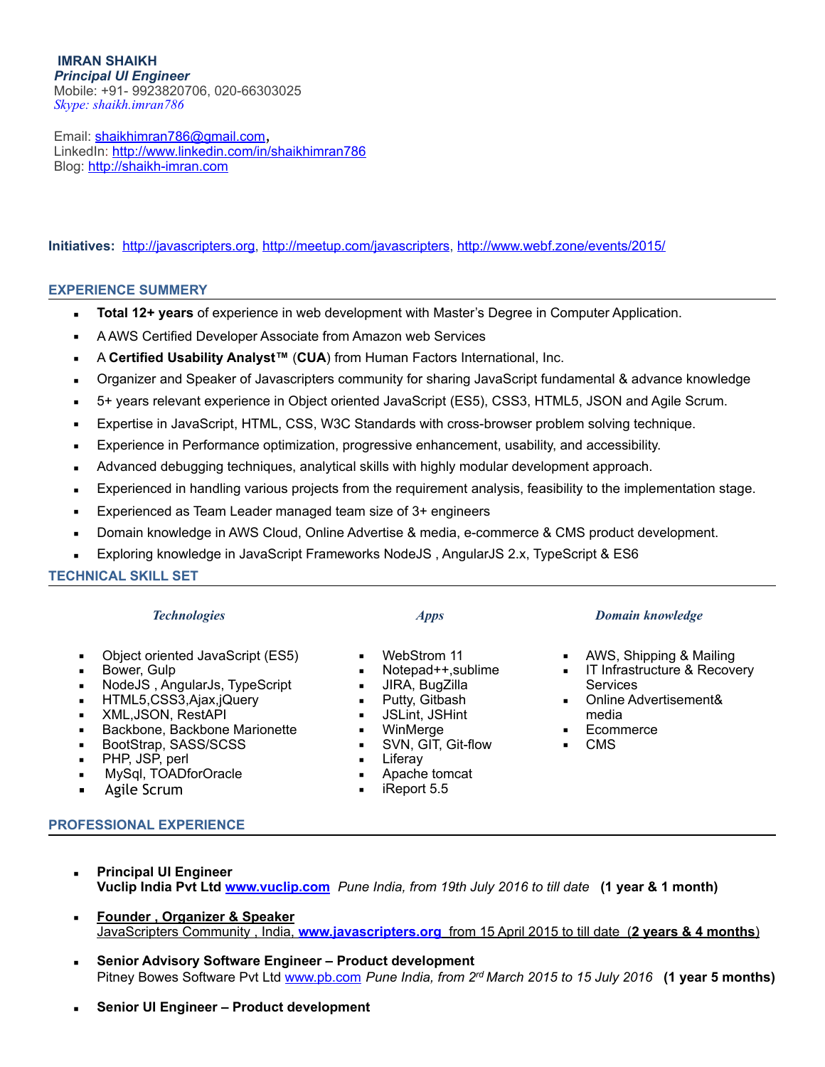**IMRAN SHAIKH**
***Principal UI Engineer***
Mobile: +91- 9923820706, 020-66303025
*Skype: shaikh.imran786*

Email: shaikhimran786@gmail.com**,**
LinkedIn: http://www.linkedin.com/in/shaikhimran786
Blog: http://shaikh-imran.com

**Initiatives:** http://javascripters.org, http://meetup.com/javascripters, http://www.webf.zone/events/2015/

## EXPERIENCE SUMMERY

- **Total 12+ years** of experience in web development with Master's Degree in Computer Application.
- A AWS Certified Developer Associate from Amazon web Services
- A **Certified Usability Analyst™** (**CUA**) from Human Factors International, Inc.
- Organizer and Speaker of Javascripters community for sharing JavaScript fundamental & advance knowledge
- 5+ years relevant experience in Object oriented JavaScript (ES5), CSS3, HTML5, JSON and Agile Scrum.
- Expertise in JavaScript, HTML, CSS, W3C Standards with cross-browser problem solving technique.
- Experience in Performance optimization, progressive enhancement, usability, and accessibility.
- Advanced debugging techniques, analytical skills with highly modular development approach.
- Experienced in handling various projects from the requirement analysis, feasibility to the implementation stage.
- Experienced as Team Leader managed team size of 3+ engineers
- Domain knowledge in AWS Cloud, Online Advertise & media, e-commerce & CMS product development.
- Exploring knowledge in JavaScript Frameworks NodeJS , AngularJS 2.x, TypeScript & ES6

## TECHNICAL SKILL SET

***Technologies***

- Object oriented JavaScript (ES5)
- Bower, Gulp
- NodeJS , AngularJs, TypeScript
- HTML5,CSS3,Ajax,jQuery
- XML,JSON, RestAPI
- Backbone, Backbone Marionette
- BootStrap, SASS/SCSS
- PHP, JSP, perl
- MySql, TOADforOracle
- Agile Scrum

***Apps***

- WebStrom 11
- Notepad++,sublime
- JIRA, BugZilla
- Putty, Gitbash
- JSLint, JSHint
- WinMerge
- SVN, GIT, Git-flow
- Liferay
- Apache tomcat
- iReport 5.5

***Domain knowledge***

- AWS, Shipping & Mailing
- IT Infrastructure & Recovery Services
- Online Advertisement& media
- Ecommerce
- CMS

## PROFESSIONAL EXPERIENCE

- **Principal UI Engineer**
  **Vuclip India Pvt Ltd www.vuclip.com** *Pune India, from 19th July 2016 to till date* **(1 year & 1 month)**

- **Founder , Organizer & Speaker**
  JavaScripters Community , India, **www.javascripters.org** from 15 April 2015 to till date (**2 years & 4 months**)

- **Senior Advisory Software Engineer – Product development**
  Pitney Bowes Software Pvt Ltd www.pb.com *Pune India, from 2rd March 2015 to 15 July 2016* **(1 year 5 months)**

- **Senior UI Engineer – Product development**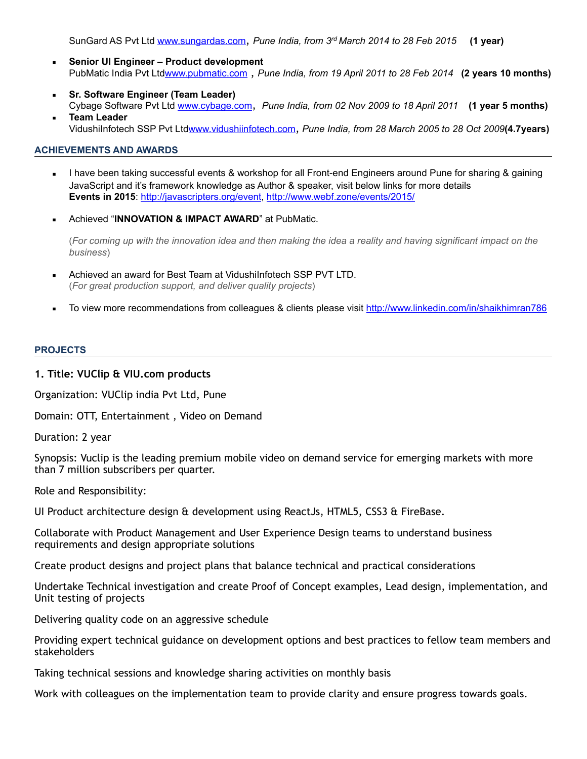SunGard AS Pvt Ltd www.sungardas.com, *Pune India, from 3rd March 2014 to 28 Feb 2015* **(1 year)**

- **Senior UI Engineer – Product development**
  PubMatic India Pvt Ltdwww.pubmatic.com , *Pune India, from 19 April 2011 to 28 Feb 2014* **(2 years 10 months)**
- **Sr. Software Engineer (Team Leader)**
  Cybage Software Pvt Ltd www.cybage.com, *Pune India, from 02 Nov 2009 to 18 April 2011* **(1 year 5 months)**
- **Team Leader**
  VidushiInfotech SSP Pvt Ltdwww.vidushiinfotech.com, *Pune India, from 28 March 2005 to 28 Oct 2009***(4.7years)**

## ACHIEVEMENTS AND AWARDS

- I have been taking successful events & workshop for all Front-end Engineers around Pune for sharing & gaining JavaScript and it's framework knowledge as Author & speaker, visit below links for more details
  **Events in 2015**: http://javascripters.org/event, http://www.webf.zone/events/2015/
- Achieved "**INNOVATION & IMPACT AWARD**" at PubMatic.

  (*For coming up with the innovation idea and then making the idea a reality and having significant impact on the business*)
- Achieved an award for Best Team at VidushiInfotech SSP PVT LTD.
  (*For great production support, and deliver quality projects*)
- To view more recommendations from colleagues & clients please visit http://www.linkedin.com/in/shaikhimran786

## PROJECTS

**1. Title: VUClip & VIU.com products**

Organization: VUClip india Pvt Ltd, Pune

Domain: OTT, Entertainment , Video on Demand

Duration: 2 year

Synopsis: Vuclip is the leading premium mobile video on demand service for emerging markets with more than 7 million subscribers per quarter.

Role and Responsibility:

UI Product architecture design & development using ReactJs, HTML5, CSS3 & FireBase.

Collaborate with Product Management and User Experience Design teams to understand business requirements and design appropriate solutions

Create product designs and project plans that balance technical and practical considerations

Undertake Technical investigation and create Proof of Concept examples, Lead design, implementation, and Unit testing of projects

Delivering quality code on an aggressive schedule

Providing expert technical guidance on development options and best practices to fellow team members and stakeholders

Taking technical sessions and knowledge sharing activities on monthly basis

Work with colleagues on the implementation team to provide clarity and ensure progress towards goals.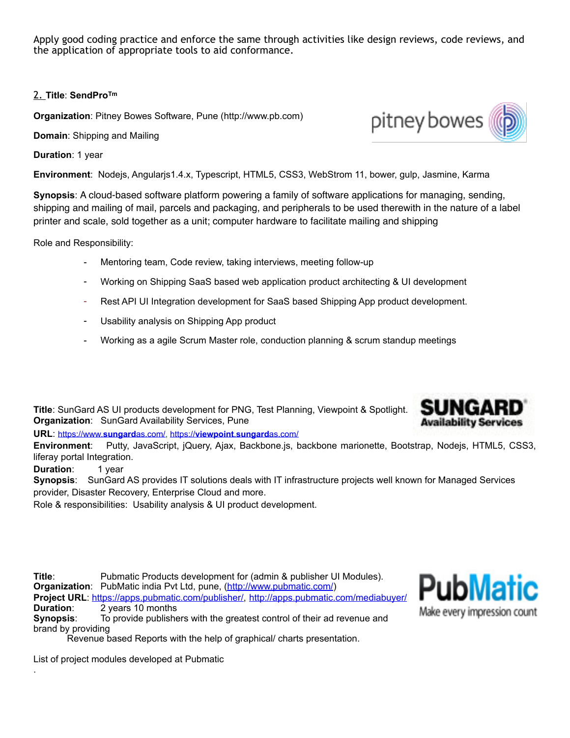Apply good coding practice and enforce the same through activities like design reviews, code reviews, and the application of appropriate tools to aid conformance.

2. **Title**: **SendPro™**

**Organization**: Pitney Bowes Software, Pune (http://www.pb.com)

**Domain**: Shipping and Mailing

**Duration**: 1 year

**Environment**: Nodejs, Angularjs1.4.x, Typescript, HTML5, CSS3, WebStrom 11, bower, gulp, Jasmine, Karma

**Synopsis**: A cloud-based software platform powering a family of software applications for managing, sending, shipping and mailing of mail, parcels and packaging, and peripherals to be used therewith in the nature of a label printer and scale, sold together as a unit; computer hardware to facilitate mailing and shipping

Role and Responsibility:

- Mentoring team, Code review, taking interviews, meeting follow-up
- Working on Shipping SaaS based web application product architecting & UI development
- Rest API UI Integration development for SaaS based Shipping App product development.
- Usability analysis on Shipping App product
- Working as a agile Scrum Master role, conduction planning & scrum standup meetings

**Title**: SunGard AS UI products development for PNG, Test Planning, Viewpoint & Spotlight.
**Organization**: SunGard Availability Services, Pune
**URL**: https://www.sungardas.com/, https://viewpoint.sungardas.com/
**Environment**: Putty, JavaScript, jQuery, Ajax, Backbone.js, backbone marionette, Bootstrap, Nodejs, HTML5, CSS3, liferay portal Integration.
**Duration**: 1 year
**Synopsis**: SunGard AS provides IT solutions deals with IT infrastructure projects well known for Managed Services provider, Disaster Recovery, Enterprise Cloud and more.
Role & responsibilities: Usability analysis & UI product development.

**Title**: Pubmatic Products development for (admin & publisher UI Modules).
**Organization**: PubMatic india Pvt Ltd, pune, (http://www.pubmatic.com/)
**Project URL**: https://apps.pubmatic.com/publisher/, http://apps.pubmatic.com/mediabuyer/
**Duration**: 2 years 10 months
**Synopsis**: To provide publishers with the greatest control of their ad revenue and brand by providing
Revenue based Reports with the help of graphical/ charts presentation.

List of project modules developed at Pubmatic

.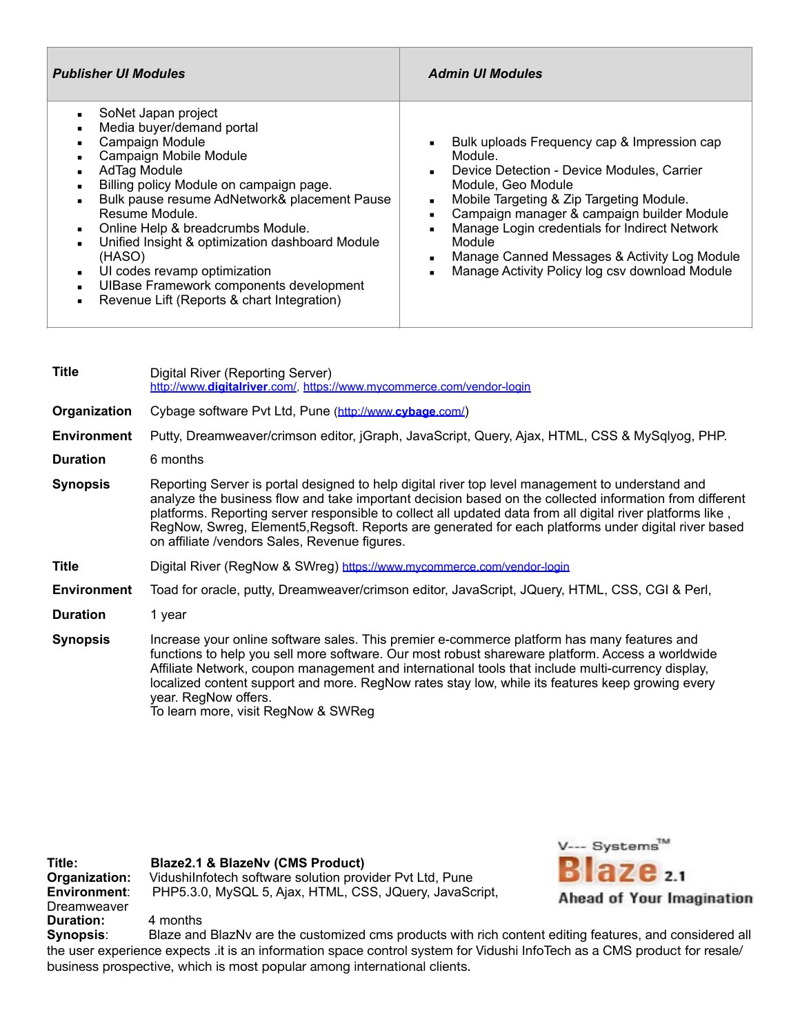| *Publisher UI Modules* | *Admin UI Modules* |
| --- | --- |
| • SoNet Japan project<br>• Media buyer/demand portal<br>• Campaign Module<br>• Campaign Mobile Module<br>• AdTag Module<br>• Billing policy Module on campaign page.<br>• Bulk pause resume AdNetwork& placement Pause Resume Module.<br>• Online Help & breadcrumbs Module.<br>• Unified Insight & optimization dashboard Module (HASO)<br>• UI codes revamp optimization<br>• UIBase Framework components development<br>• Revenue Lift (Reports & chart Integration) | • Bulk uploads Frequency cap & Impression cap Module.<br>• Device Detection - Device Modules, Carrier Module, Geo Module<br>• Mobile Targeting & Zip Targeting Module.<br>• Campaign manager & campaign builder Module<br>• Manage Login credentials for Indirect Network Module<br>• Manage Canned Messages & Activity Log Module<br>• Manage Activity Policy log csv download Module |

**Title** Digital River (Reporting Server)
http://www.digitalriver.com/, https://www.mycommerce.com/vendor-login

**Organization** Cybage software Pvt Ltd, Pune (http://www.cybage.com/)

**Environment** Putty, Dreamweaver/crimson editor, jGraph, JavaScript, Query, Ajax, HTML, CSS & MySqlyog, PHP.

**Duration** 6 months

**Synopsis** Reporting Server is portal designed to help digital river top level management to understand and analyze the business flow and take important decision based on the collected information from different platforms. Reporting server responsible to collect all updated data from all digital river platforms like , RegNow, Swreg, Element5,Regsoft. Reports are generated for each platforms under digital river based on affiliate /vendors Sales, Revenue figures.

**Title** Digital River (RegNow & SWreg) https://www.mycommerce.com/vendor-login

**Environment** Toad for oracle, putty, Dreamweaver/crimson editor, JavaScript, JQuery, HTML, CSS, CGI & Perl,

**Duration** 1 year

**Synopsis** Increase your online software sales. This premier e-commerce platform has many features and functions to help you sell more software. Our most robust shareware platform. Access a worldwide Affiliate Network, coupon management and international tools that include multi-currency display, localized content support and more. RegNow rates stay low, while its features keep growing every year. RegNow offers.
To learn more, visit RegNow & SWReg

V--- Systems™ **Blaze 2.1** Ahead of Your Imagination

**Title:** **Blaze2.1 & BlazeNv (CMS Product)**
**Organization:** VidushiInfotech software solution provider Pvt Ltd, Pune
**Environment**: PHP5.3.0, MySQL 5, Ajax, HTML, CSS, JQuery, JavaScript, Dreamweaver
**Duration:** 4 months
**Synopsis**: Blaze and BlazNv are the customized cms products with rich content editing features, and considered all the user experience expects .it is an information space control system for Vidushi InfoTech as a CMS product for resale/ business prospective, which is most popular among international clients.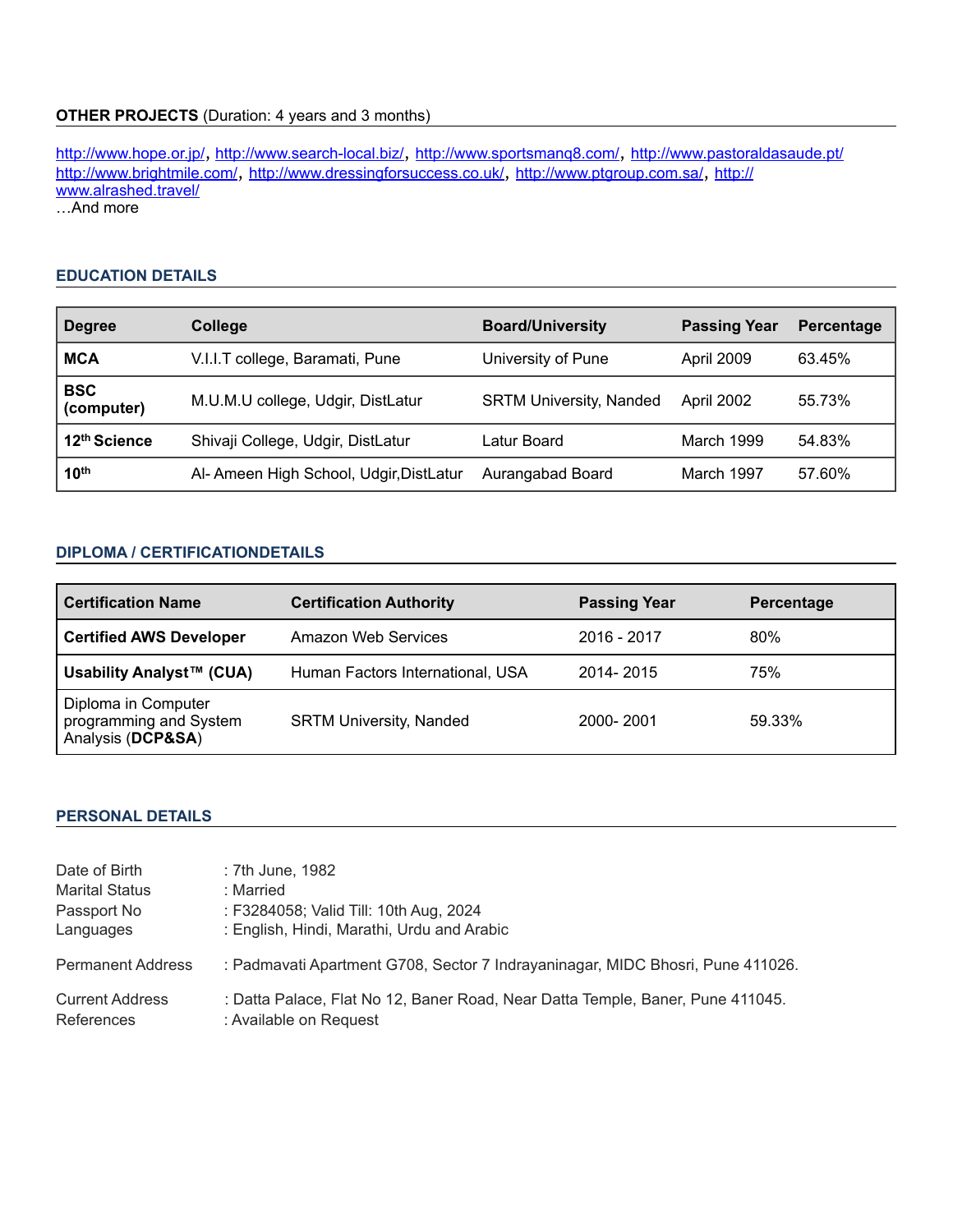**OTHER PROJECTS** (Duration: 4 years and 3 months)

http://www.hope.or.jp/, http://www.search-local.biz/, http://www.sportsmanq8.com/, http://www.pastoraldasaude.pt/ http://www.brightmile.com/, http://www.dressingforsuccess.co.uk/, http://www.ptgroup.com.sa/, http://www.alrashed.travel/
…And more

## EDUCATION DETAILS

| Degree | College | Board/University | Passing Year | Percentage |
|---|---|---|---|---|
| **MCA** | V.I.I.T college, Baramati, Pune | University of Pune | April 2009 | 63.45% |
| **BSC (computer)** | M.U.M.U college, Udgir, DistLatur | SRTM University, Nanded | April 2002 | 55.73% |
| **12th Science** | Shivaji College, Udgir, DistLatur | Latur Board | March 1999 | 54.83% |
| **10th** | Al- Ameen High School, Udgir,DistLatur | Aurangabad Board | March 1997 | 57.60% |

## DIPLOMA / CERTIFICATIONDETAILS

| Certification Name | Certification Authority | Passing Year | Percentage |
|---|---|---|---|
| **Certified AWS Developer** | Amazon Web Services | 2016 - 2017 | 80% |
| **Usability Analyst™ (CUA)** | Human Factors International, USA | 2014- 2015 | 75% |
| Diploma in Computer programming and System Analysis (**DCP&SA**) | SRTM University, Nanded | 2000- 2001 | 59.33% |

## PERSONAL DETAILS

Date of Birth : 7th June, 1982
Marital Status : Married
Passport No : F3284058; Valid Till: 10th Aug, 2024
Languages : English, Hindi, Marathi, Urdu and Arabic

Permanent Address : Padmavati Apartment G708, Sector 7 Indrayaninagar, MIDC Bhosri, Pune 411026.

Current Address : Datta Palace, Flat No 12, Baner Road, Near Datta Temple, Baner, Pune 411045.
References : Available on Request